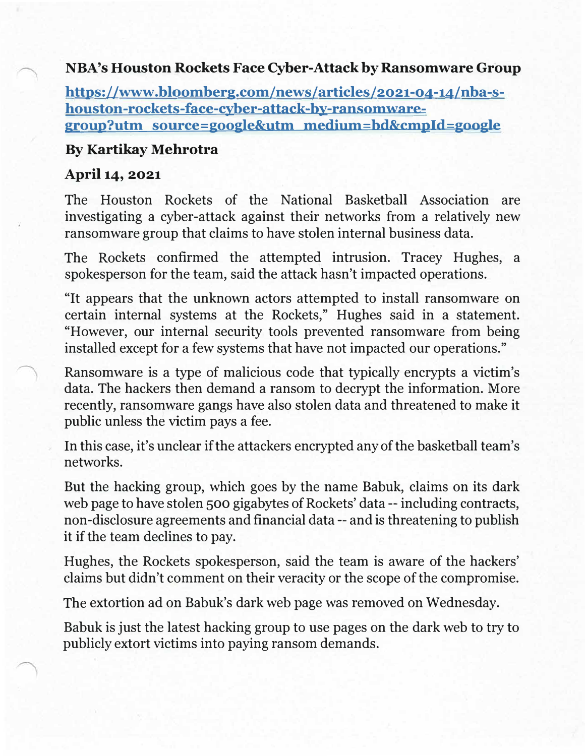# NBA's Houston Rockets Face Cyber-Attack by Ransomware Group

[https://www.bloomberg.com/news/articles/2021-04-14/nba-s-houston-rockets-face-cyber-attack-by-ransomware-group?utm_source=google&utm_medium=bd&cmpId=google](https://www.bloomberg.com/news/articles/2021-04-14/nba-s-houston-rockets-face-cyber-attack-by-ransomware-group?utm_source=google&utm_medium=bd&cmpId=google)

**By Kartikay Mehrotra**

**April 14, 2021**

The Houston Rockets of the National Basketball Association are investigating a cyber-attack against their networks from a relatively new ransomware group that claims to have stolen internal business data.

The Rockets confirmed the attempted intrusion. Tracey Hughes, a spokesperson for the team, said the attack hasn't impacted operations.

"It appears that the unknown actors attempted to install ransomware on certain internal systems at the Rockets," Hughes said in a statement. "However, our internal security tools prevented ransomware from being installed except for a few systems that have not impacted our operations."

Ransomware is a type of malicious code that typically encrypts a victim's data. The hackers then demand a ransom to decrypt the information. More recently, ransomware gangs have also stolen data and threatened to make it public unless the victim pays a fee.

In this case, it's unclear if the attackers encrypted any of the basketball team's networks.

But the hacking group, which goes by the name Babuk, claims on its dark web page to have stolen 500 gigabytes of Rockets' data -- including contracts, non-disclosure agreements and financial data -- and is threatening to publish it if the team declines to pay.

Hughes, the Rockets spokesperson, said the team is aware of the hackers' claims but didn't comment on their veracity or the scope of the compromise.

The extortion ad on Babuk's dark web page was removed on Wednesday.

Babuk is just the latest hacking group to use pages on the dark web to try to publicly extort victims into paying ransom demands.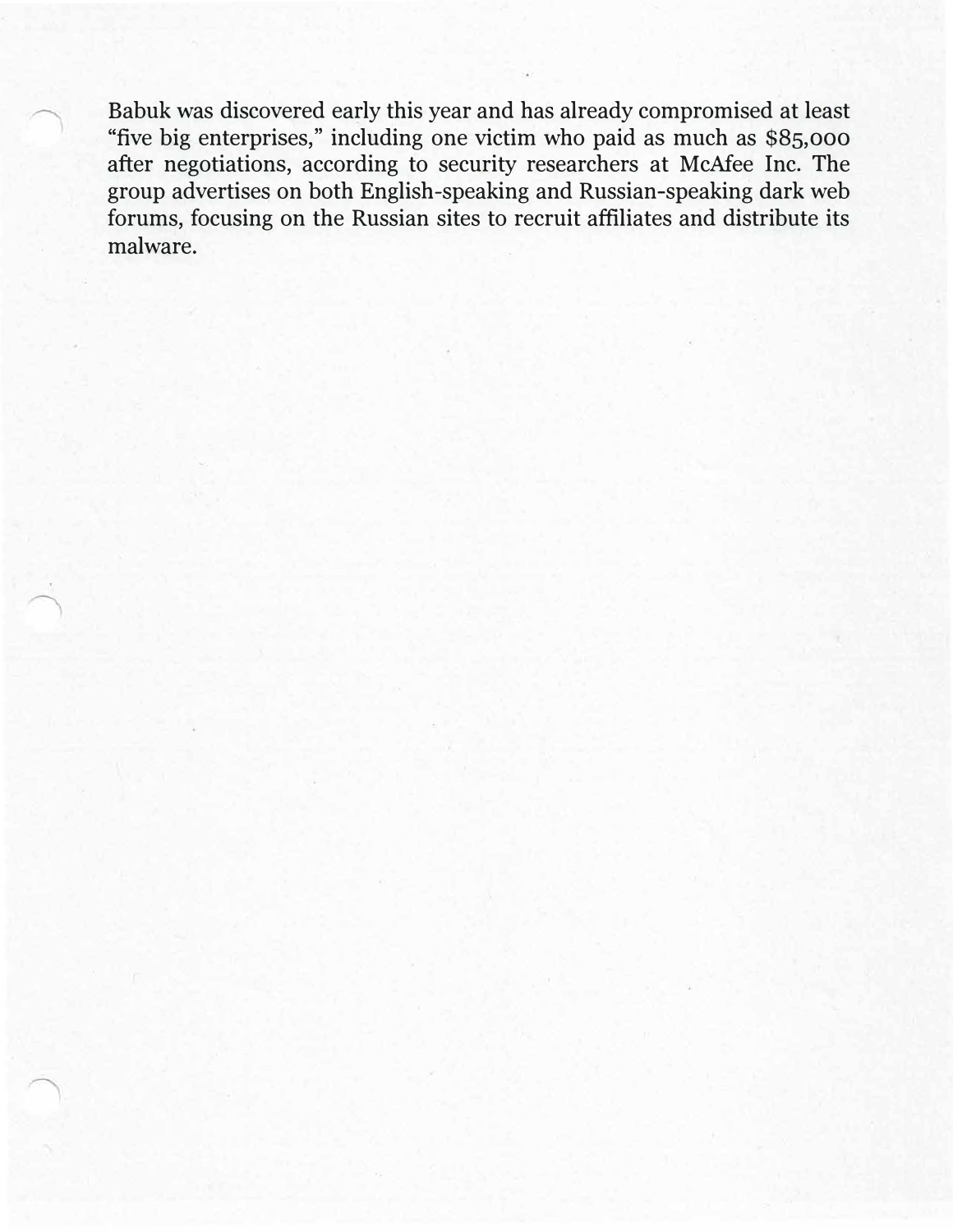Babuk was discovered early this year and has already compromised at least "five big enterprises," including one victim who paid as much as $85,000 after negotiations, according to security researchers at McAfee Inc. The group advertises on both English-speaking and Russian-speaking dark web forums, focusing on the Russian sites to recruit affiliates and distribute its malware.